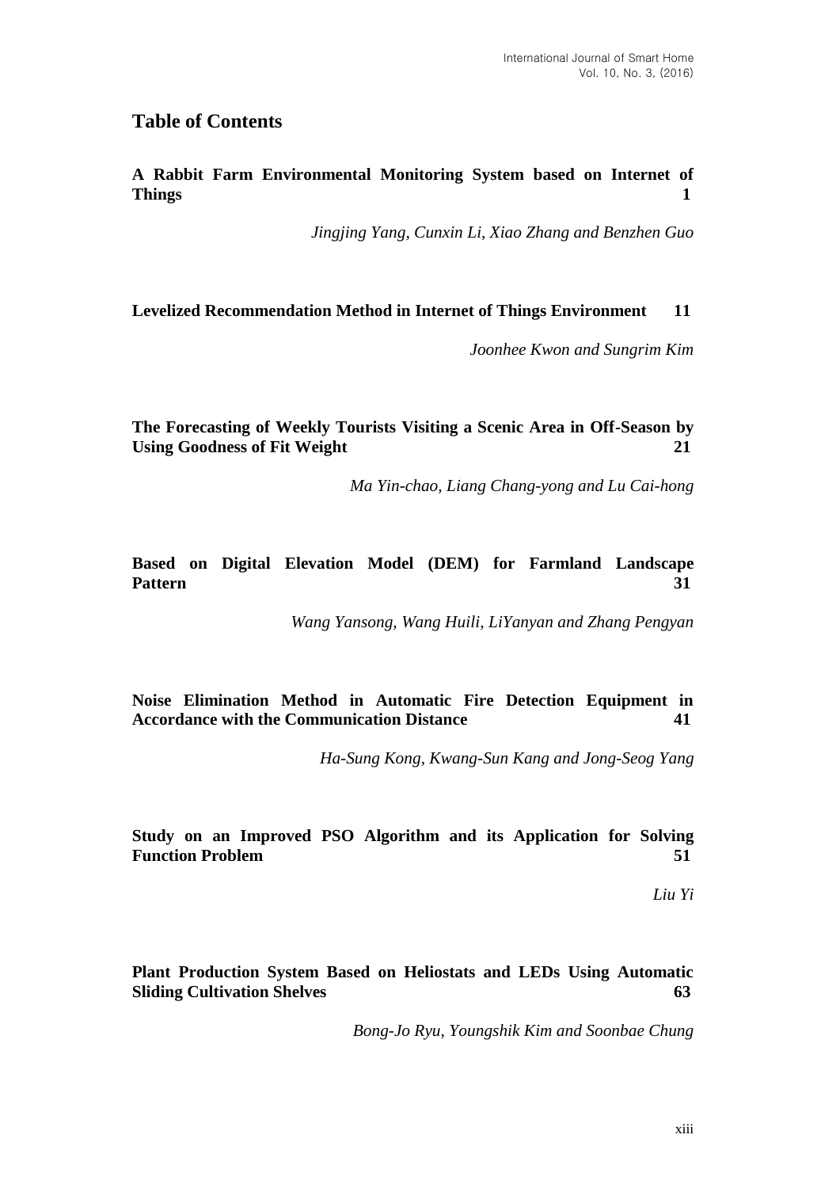## Table of Contents

**A Rabbit Farm Environmental Monitoring System based on Internet of Things** **1**

*Jingjing Yang, Cunxin Li, Xiao Zhang and Benzhen Guo*

**Levelized Recommendation Method in Internet of Things Environment** **11**

*Joonhee Kwon and Sungrim Kim*

**The Forecasting of Weekly Tourists Visiting a Scenic Area in Off-Season by Using Goodness of Fit Weight** **21**

*Ma Yin-chao, Liang Chang-yong and Lu Cai-hong*

**Based on Digital Elevation Model (DEM) for Farmland Landscape Pattern** **31**

*Wang Yansong, Wang Huili, LiYanyan and Zhang Pengyan*

**Noise Elimination Method in Automatic Fire Detection Equipment in Accordance with the Communication Distance** **41**

*Ha-Sung Kong, Kwang-Sun Kang and Jong-Seog Yang*

**Study on an Improved PSO Algorithm and its Application for Solving Function Problem** **51**

*Liu Yi*

**Plant Production System Based on Heliostats and LEDs Using Automatic Sliding Cultivation Shelves** **63**

*Bong-Jo Ryu, Youngshik Kim and Soonbae Chung*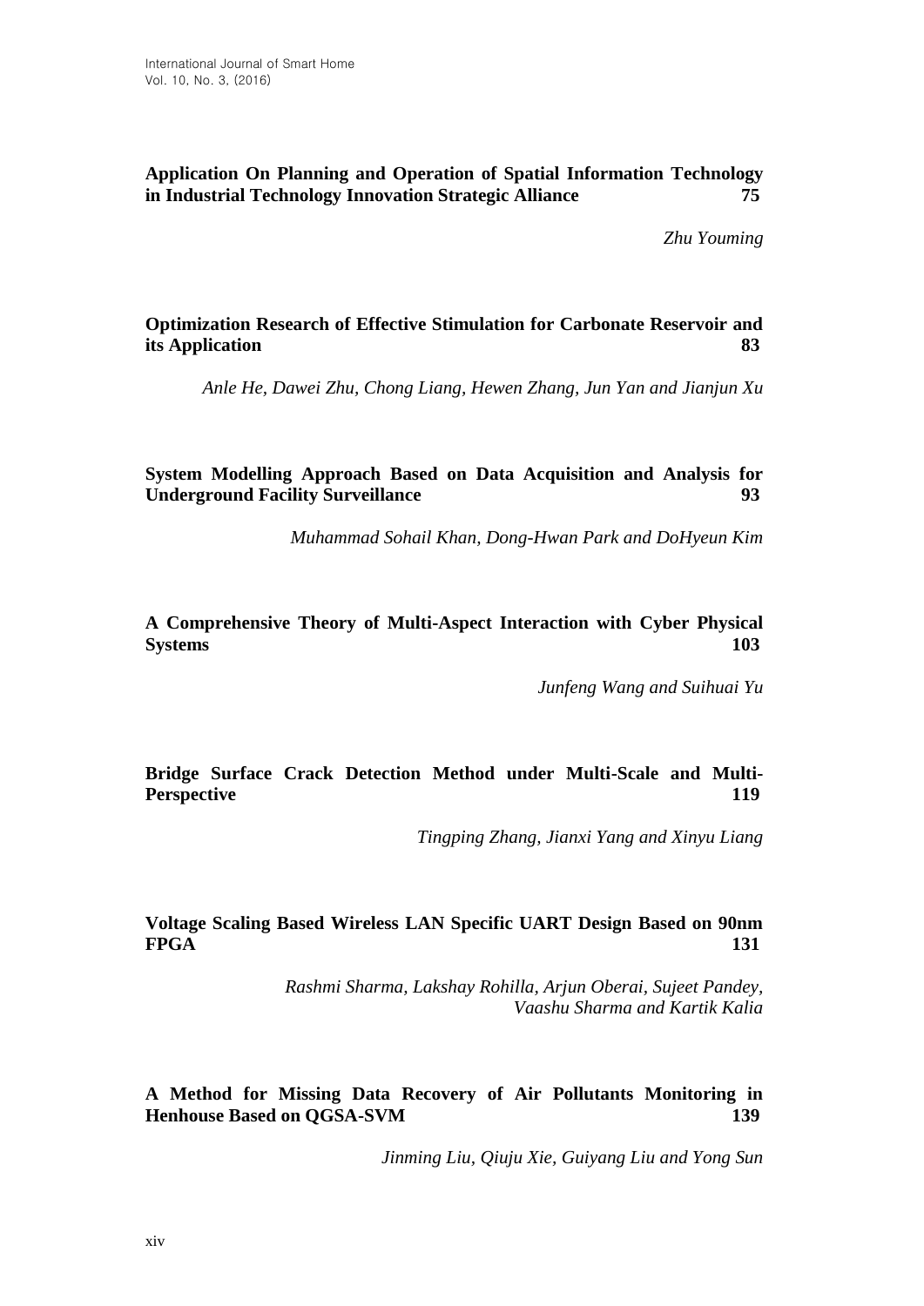**Application On Planning and Operation of Spatial Information Technology in Industrial Technology Innovation Strategic Alliance** **75**

*Zhu Youming*

**Optimization Research of Effective Stimulation for Carbonate Reservoir and its Application** **83**

*Anle He, Dawei Zhu, Chong Liang, Hewen Zhang, Jun Yan and Jianjun Xu*

**System Modelling Approach Based on Data Acquisition and Analysis for Underground Facility Surveillance** **93**

*Muhammad Sohail Khan, Dong-Hwan Park and DoHyeun Kim*

**A Comprehensive Theory of Multi-Aspect Interaction with Cyber Physical Systems** **103**

*Junfeng Wang and Suihuai Yu*

**Bridge Surface Crack Detection Method under Multi-Scale and Multi-Perspective** **119**

*Tingping Zhang, Jianxi Yang and Xinyu Liang*

**Voltage Scaling Based Wireless LAN Specific UART Design Based on 90nm FPGA** **131**

*Rashmi Sharma, Lakshay Rohilla, Arjun Oberai, Sujeet Pandey, Vaashu Sharma and Kartik Kalia*

**A Method for Missing Data Recovery of Air Pollutants Monitoring in Henhouse Based on QGSA-SVM** **139**

*Jinming Liu, Qiuju Xie, Guiyang Liu and Yong Sun*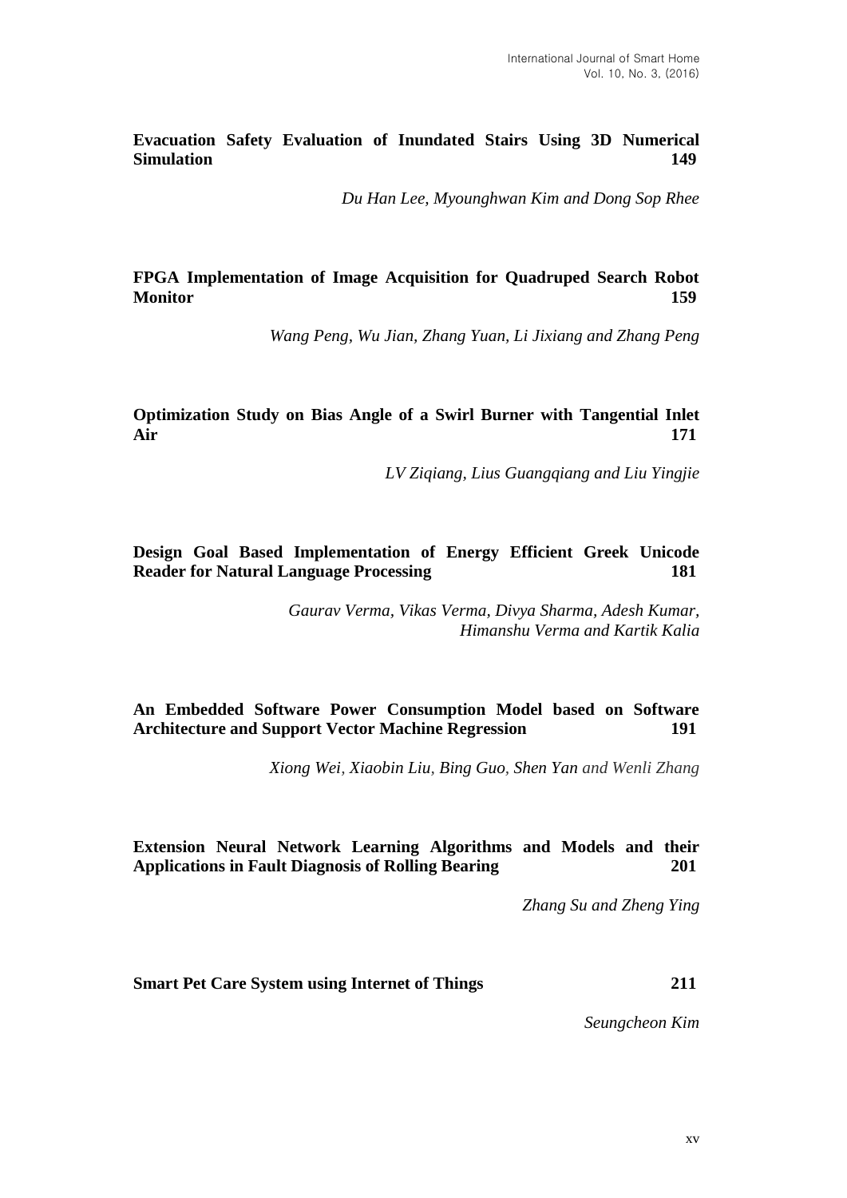**Evacuation Safety Evaluation of Inundated Stairs Using 3D Numerical Simulation** **149**

*Du Han Lee, Myounghwan Kim and Dong Sop Rhee*

**FPGA Implementation of Image Acquisition for Quadruped Search Robot Monitor** **159**

*Wang Peng, Wu Jian, Zhang Yuan, Li Jixiang and Zhang Peng*

**Optimization Study on Bias Angle of a Swirl Burner with Tangential Inlet Air** **171**

*LV Ziqiang, Lius Guangqiang and Liu Yingjie*

**Design Goal Based Implementation of Energy Efficient Greek Unicode Reader for Natural Language Processing** **181**

*Gaurav Verma, Vikas Verma, Divya Sharma, Adesh Kumar, Himanshu Verma and Kartik Kalia*

**An Embedded Software Power Consumption Model based on Software Architecture and Support Vector Machine Regression** **191**

*Xiong Wei, Xiaobin Liu, Bing Guo, Shen Yan and Wenli Zhang*

**Extension Neural Network Learning Algorithms and Models and their Applications in Fault Diagnosis of Rolling Bearing** **201**

*Zhang Su and Zheng Ying*

**Smart Pet Care System using Internet of Things** **211**

*Seungcheon Kim*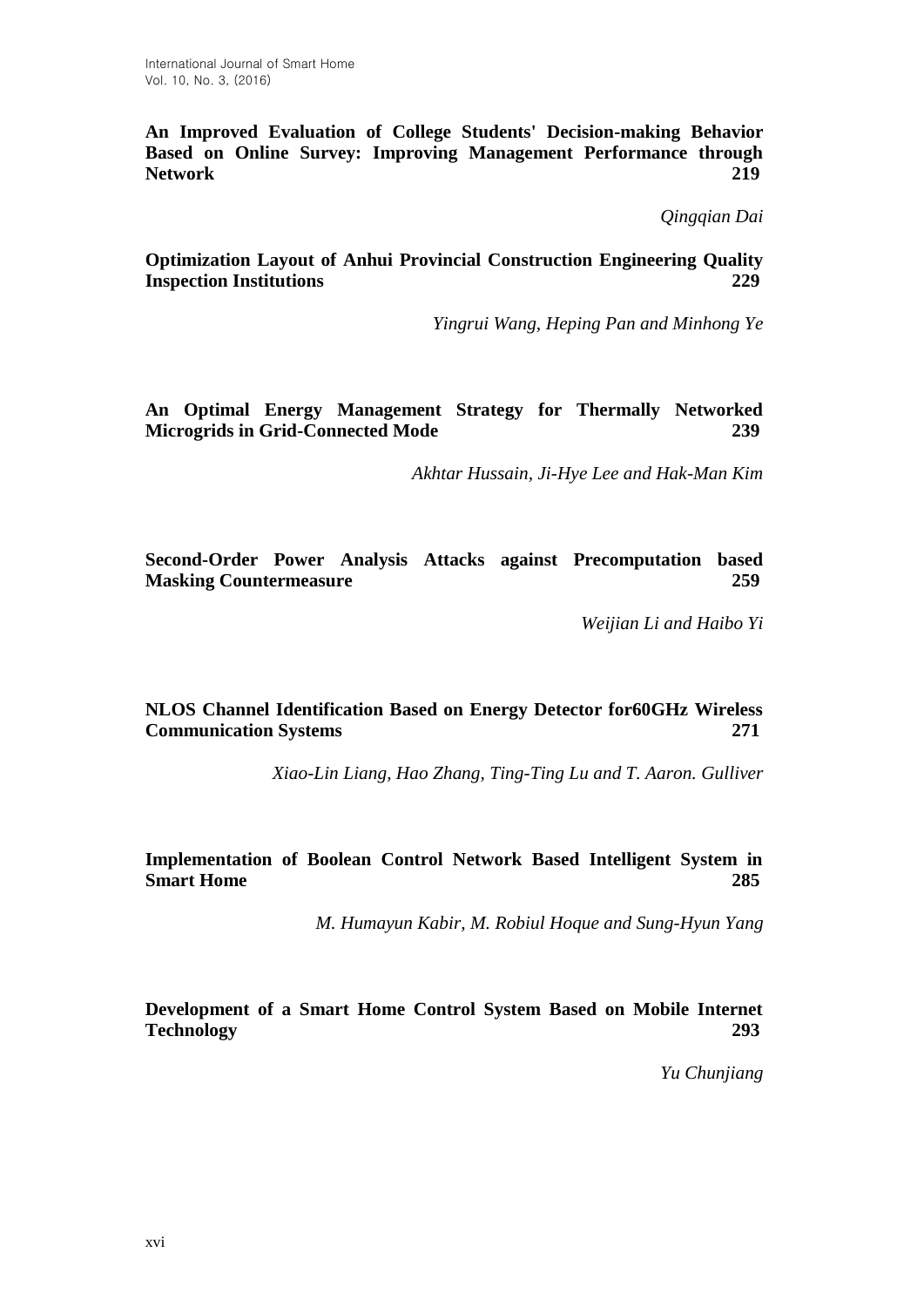**An Improved Evaluation of College Students' Decision-making Behavior Based on Online Survey: Improving Management Performance through Network** **219**

*Qingqian Dai*

**Optimization Layout of Anhui Provincial Construction Engineering Quality Inspection Institutions** **229**

*Yingrui Wang, Heping Pan and Minhong Ye*

**An Optimal Energy Management Strategy for Thermally Networked Microgrids in Grid-Connected Mode** **239**

*Akhtar Hussain, Ji-Hye Lee and Hak-Man Kim*

**Second-Order Power Analysis Attacks against Precomputation based Masking Countermeasure** **259**

*Weijian Li and Haibo Yi*

**NLOS Channel Identification Based on Energy Detector for60GHz Wireless Communication Systems** **271**

*Xiao-Lin Liang, Hao Zhang, Ting-Ting Lu and T. Aaron. Gulliver*

**Implementation of Boolean Control Network Based Intelligent System in Smart Home** **285**

*M. Humayun Kabir, M. Robiul Hoque and Sung-Hyun Yang*

**Development of a Smart Home Control System Based on Mobile Internet Technology** **293**

*Yu Chunjiang*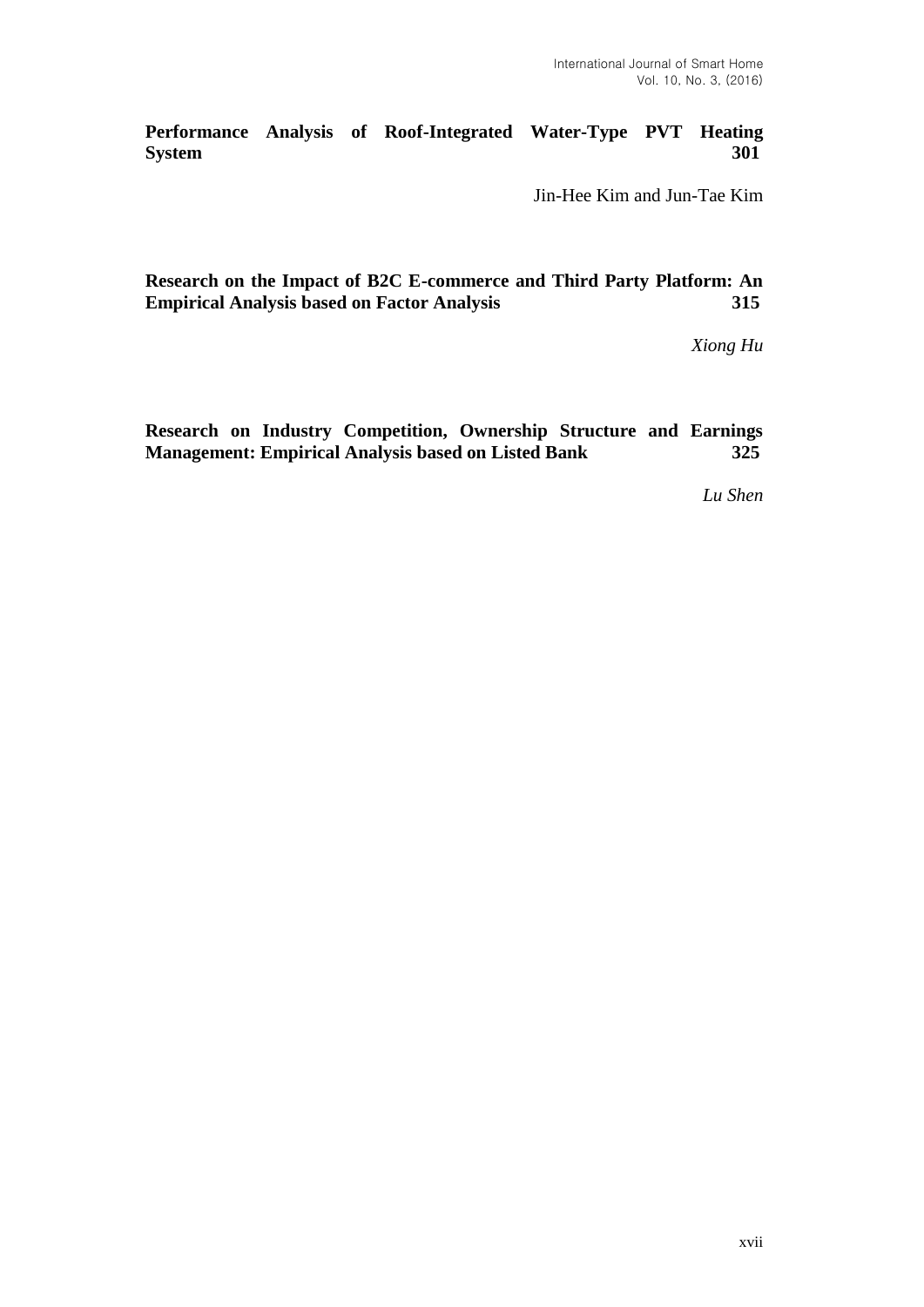**Performance Analysis of Roof-Integrated Water-Type PVT Heating System 301**

Jin-Hee Kim and Jun-Tae Kim

**Research on the Impact of B2C E-commerce and Third Party Platform: An Empirical Analysis based on Factor Analysis 315**

*Xiong Hu*

**Research on Industry Competition, Ownership Structure and Earnings Management: Empirical Analysis based on Listed Bank 325**

*Lu Shen*